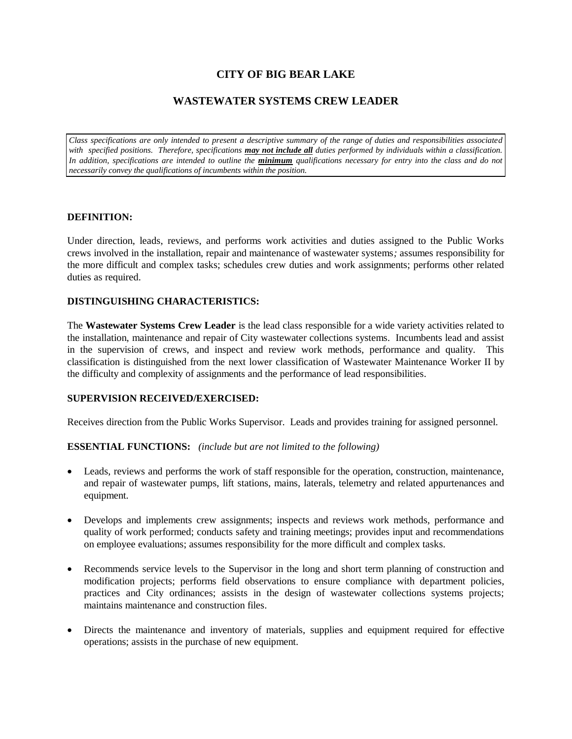# CITY OF BIG BEAR LAKE

## WASTEWATER SYSTEMS CREW LEADER

*Class specifications are only intended to present a descriptive summary of the range of duties and responsibilities associated with specified positions. Therefore, specifications **may not include all** duties performed by individuals within a classification. In addition, specifications are intended to outline the **minimum** qualifications necessary for entry into the class and do not necessarily convey the qualifications of incumbents within the position.*

### DEFINITION:

Under direction, leads, reviews, and performs work activities and duties assigned to the Public Works crews involved in the installation, repair and maintenance of wastewater systems*;* assumes responsibility for the more difficult and complex tasks; schedules crew duties and work assignments; performs other related duties as required.

### DISTINGUISHING CHARACTERISTICS:

The **Wastewater Systems Crew Leader** is the lead class responsible for a wide variety activities related to the installation, maintenance and repair of City wastewater collections systems. Incumbents lead and assist in the supervision of crews, and inspect and review work methods, performance and quality. This classification is distinguished from the next lower classification of Wastewater Maintenance Worker II by the difficulty and complexity of assignments and the performance of lead responsibilities.

### SUPERVISION RECEIVED/EXERCISED:

Receives direction from the Public Works Supervisor. Leads and provides training for assigned personnel.

### ESSENTIAL FUNCTIONS: *(include but are not limited to the following)*

- Leads, reviews and performs the work of staff responsible for the operation, construction, maintenance, and repair of wastewater pumps, lift stations, mains, laterals, telemetry and related appurtenances and equipment.
- Develops and implements crew assignments; inspects and reviews work methods, performance and quality of work performed; conducts safety and training meetings; provides input and recommendations on employee evaluations; assumes responsibility for the more difficult and complex tasks.
- Recommends service levels to the Supervisor in the long and short term planning of construction and modification projects; performs field observations to ensure compliance with department policies, practices and City ordinances; assists in the design of wastewater collections systems projects; maintains maintenance and construction files.
- Directs the maintenance and inventory of materials, supplies and equipment required for effective operations; assists in the purchase of new equipment.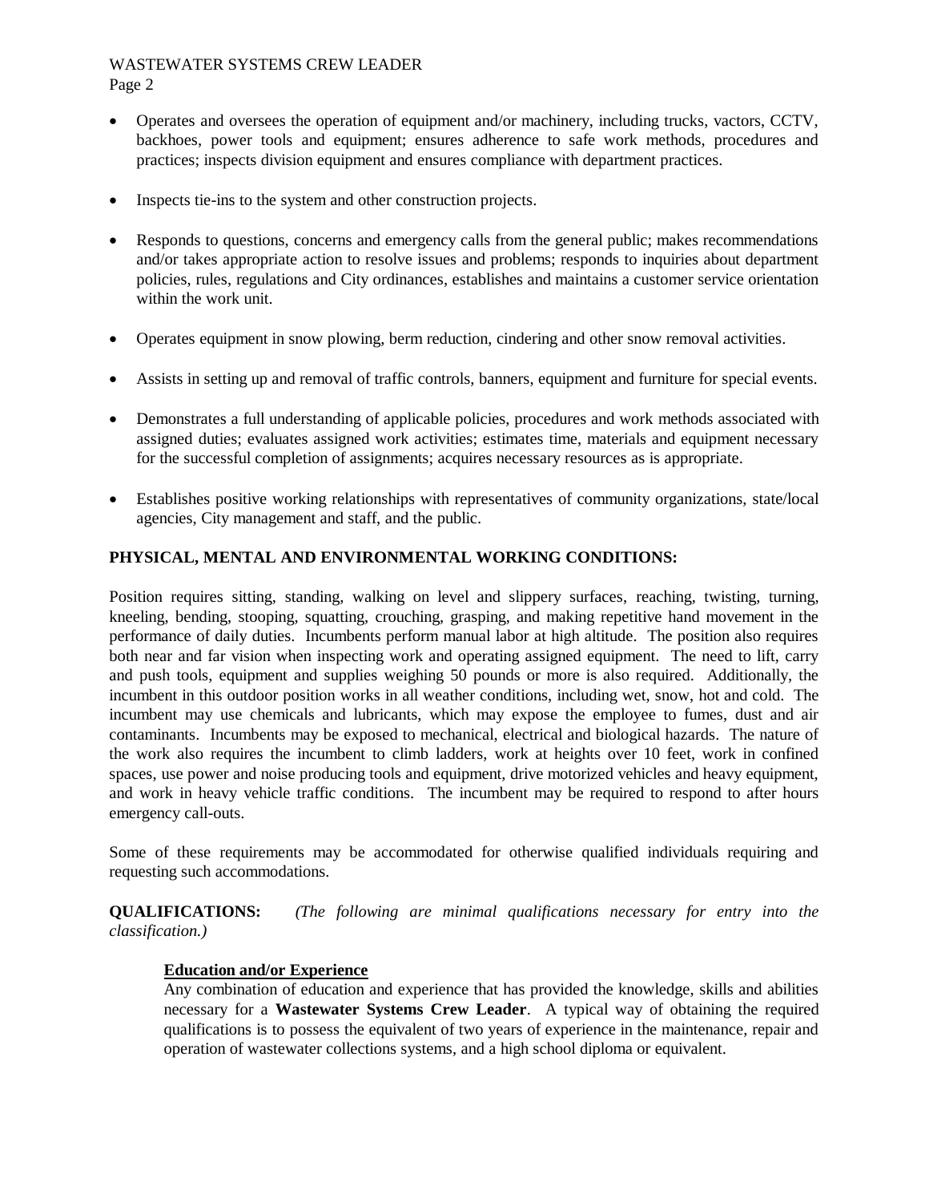- Operates and oversees the operation of equipment and/or machinery, including trucks, vactors, CCTV, backhoes, power tools and equipment; ensures adherence to safe work methods, procedures and practices; inspects division equipment and ensures compliance with department practices.

- Inspects tie-ins to the system and other construction projects.

- Responds to questions, concerns and emergency calls from the general public; makes recommendations and/or takes appropriate action to resolve issues and problems; responds to inquiries about department policies, rules, regulations and City ordinances, establishes and maintains a customer service orientation within the work unit.

- Operates equipment in snow plowing, berm reduction, cindering and other snow removal activities.

- Assists in setting up and removal of traffic controls, banners, equipment and furniture for special events.

- Demonstrates a full understanding of applicable policies, procedures and work methods associated with assigned duties; evaluates assigned work activities; estimates time, materials and equipment necessary for the successful completion of assignments; acquires necessary resources as is appropriate.

- Establishes positive working relationships with representatives of community organizations, state/local agencies, City management and staff, and the public.

**PHYSICAL, MENTAL AND ENVIRONMENTAL WORKING CONDITIONS:**

Position requires sitting, standing, walking on level and slippery surfaces, reaching, twisting, turning, kneeling, bending, stooping, squatting, crouching, grasping, and making repetitive hand movement in the performance of daily duties. Incumbents perform manual labor at high altitude. The position also requires both near and far vision when inspecting work and operating assigned equipment. The need to lift, carry and push tools, equipment and supplies weighing 50 pounds or more is also required. Additionally, the incumbent in this outdoor position works in all weather conditions, including wet, snow, hot and cold. The incumbent may use chemicals and lubricants, which may expose the employee to fumes, dust and air contaminants. Incumbents may be exposed to mechanical, electrical and biological hazards. The nature of the work also requires the incumbent to climb ladders, work at heights over 10 feet, work in confined spaces, use power and noise producing tools and equipment, drive motorized vehicles and heavy equipment, and work in heavy vehicle traffic conditions. The incumbent may be required to respond to after hours emergency call-outs.

Some of these requirements may be accommodated for otherwise qualified individuals requiring and requesting such accommodations.

**QUALIFICATIONS:** *(The following are minimal qualifications necessary for entry into the classification.)*

**Education and/or Experience**

Any combination of education and experience that has provided the knowledge, skills and abilities necessary for a **Wastewater Systems Crew Leader**. A typical way of obtaining the required qualifications is to possess the equivalent of two years of experience in the maintenance, repair and operation of wastewater collections systems, and a high school diploma or equivalent.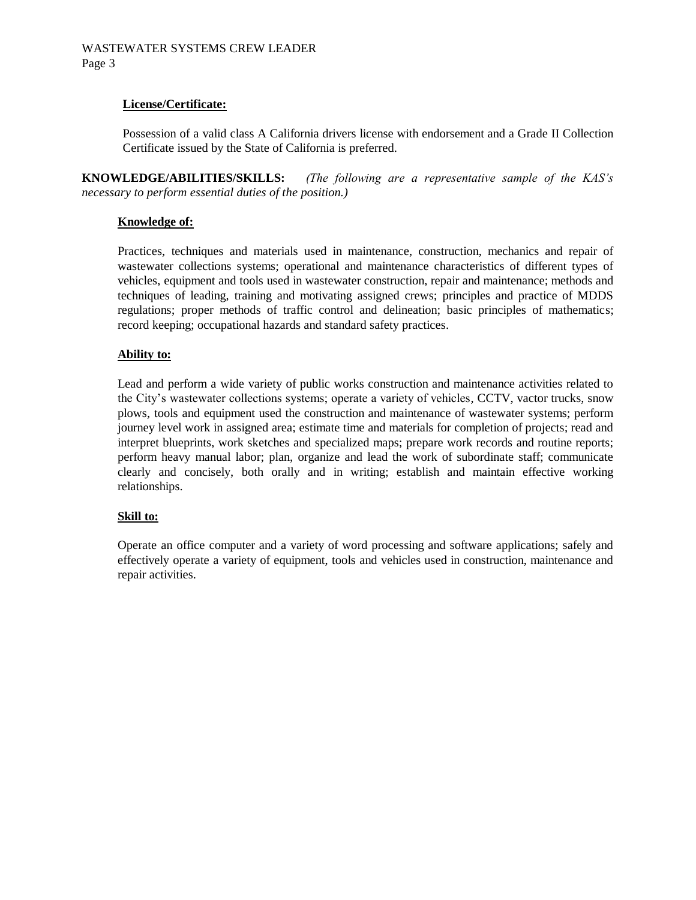**License/Certificate:**

Possession of a valid class A California drivers license with endorsement and a Grade II Collection Certificate issued by the State of California is preferred.

**KNOWLEDGE/ABILITIES/SKILLS:** *(The following are a representative sample of the KAS's necessary to perform essential duties of the position.)*

**Knowledge of:**

Practices, techniques and materials used in maintenance, construction, mechanics and repair of wastewater collections systems; operational and maintenance characteristics of different types of vehicles, equipment and tools used in wastewater construction, repair and maintenance; methods and techniques of leading, training and motivating assigned crews; principles and practice of MDDS regulations; proper methods of traffic control and delineation; basic principles of mathematics; record keeping; occupational hazards and standard safety practices.

**Ability to:**

Lead and perform a wide variety of public works construction and maintenance activities related to the City's wastewater collections systems; operate a variety of vehicles, CCTV, vactor trucks, snow plows, tools and equipment used the construction and maintenance of wastewater systems; perform journey level work in assigned area; estimate time and materials for completion of projects; read and interpret blueprints, work sketches and specialized maps; prepare work records and routine reports; perform heavy manual labor; plan, organize and lead the work of subordinate staff; communicate clearly and concisely, both orally and in writing; establish and maintain effective working relationships.

**Skill to:**

Operate an office computer and a variety of word processing and software applications; safely and effectively operate a variety of equipment, tools and vehicles used in construction, maintenance and repair activities.